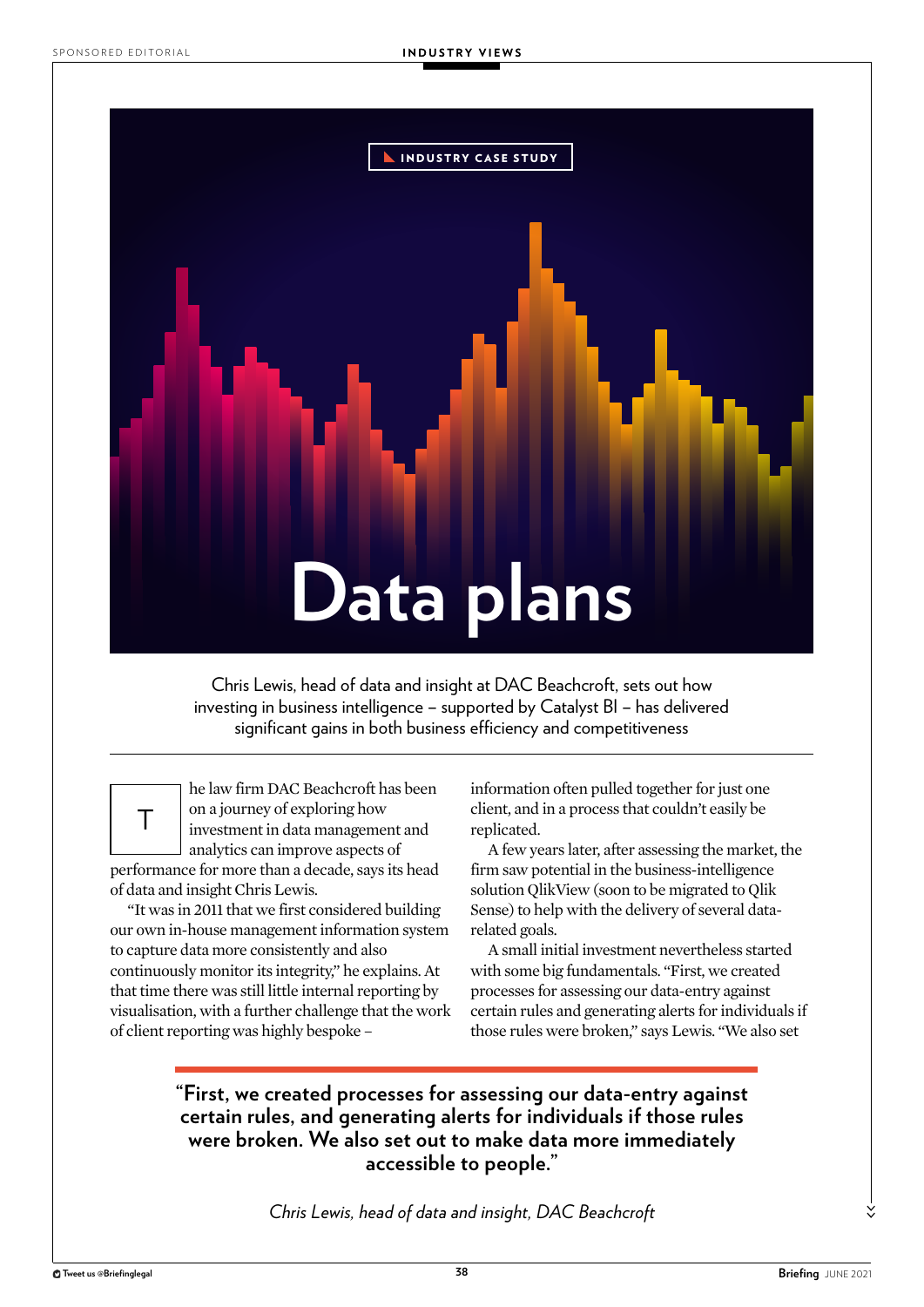INDUSTRY CASE STUDY

# Data plans

Chris Lewis, head of data and insight at DAC Beachcroft, sets out how investing in business intelligence – supported by Catalyst BI – has delivered significant gains in both business efficiency and competitiveness

The law firm DAC Beachcroft has been on a journey of exploring how investment in data management and analytics can improve aspects of performance for more than a decade, says its head of data and insight Chris Lewis.

"It was in 2011 that we first considered building our own in-house management information system to capture data more consistently and also continuously monitor its integrity," he explains. At that time there was still little internal reporting by visualisation, with a further challenge that the work of client reporting was highly bespoke – information often pulled together for just one client, and in a process that couldn't easily be replicated.

A few years later, after assessing the market, the firm saw potential in the business-intelligence solution QlikView (soon to be migrated to Qlik Sense) to help with the delivery of several data-related goals.

A small initial investment nevertheless started with some big fundamentals. "First, we created processes for assessing our data-entry against certain rules and generating alerts for individuals if those rules were broken," says Lewis. "We also set

> **"First, we created processes for assessing our data-entry against certain rules, and generating alerts for individuals if those rules were broken. We also set out to make data more immediately accessible to people."**
>
> *Chris Lewis, head of data and insight, DAC Beachcroft*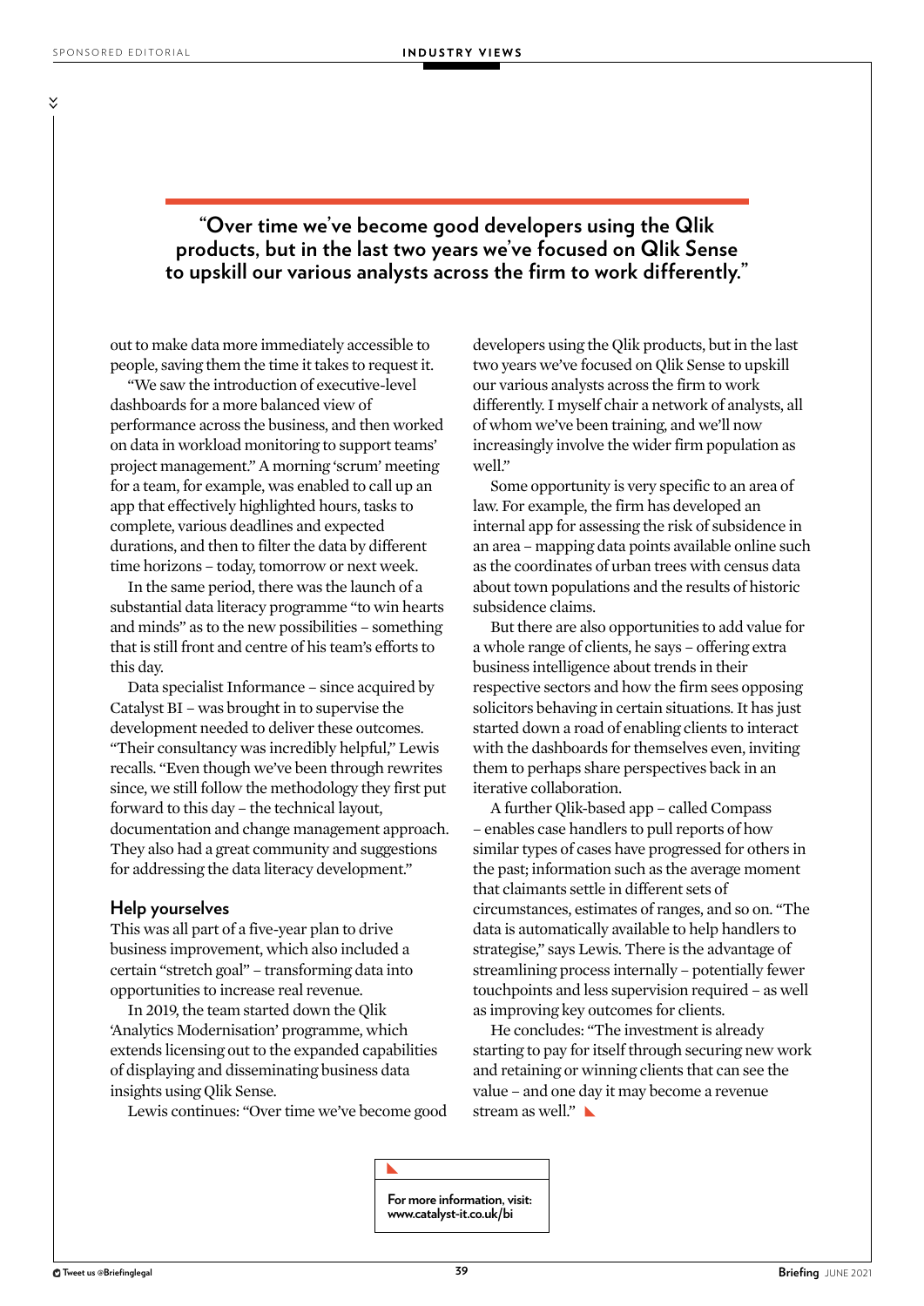> "Over time we've become good developers using the Qlik products, but in the last two years we've focused on Qlik Sense to upskill our various analysts across the firm to work differently."

out to make data more immediately accessible to people, saving them the time it takes to request it.

"We saw the introduction of executive-level dashboards for a more balanced view of performance across the business, and then worked on data in workload monitoring to support teams' project management." A morning 'scrum' meeting for a team, for example, was enabled to call up an app that effectively highlighted hours, tasks to complete, various deadlines and expected durations, and then to filter the data by different time horizons – today, tomorrow or next week.

In the same period, there was the launch of a substantial data literacy programme "to win hearts and minds" as to the new possibilities – something that is still front and centre of his team's efforts to this day.

Data specialist Informance – since acquired by Catalyst BI – was brought in to supervise the development needed to deliver these outcomes. "Their consultancy was incredibly helpful," Lewis recalls. "Even though we've been through rewrites since, we still follow the methodology they first put forward to this day – the technical layout, documentation and change management approach. They also had a great community and suggestions for addressing the data literacy development."

## Help yourselves

This was all part of a five-year plan to drive business improvement, which also included a certain "stretch goal" – transforming data into opportunities to increase real revenue.

In 2019, the team started down the Qlik 'Analytics Modernisation' programme, which extends licensing out to the expanded capabilities of displaying and disseminating business data insights using Qlik Sense.

Lewis continues: "Over time we've become good developers using the Qlik products, but in the last two years we've focused on Qlik Sense to upskill our various analysts across the firm to work differently. I myself chair a network of analysts, all of whom we've been training, and we'll now increasingly involve the wider firm population as well."

Some opportunity is very specific to an area of law. For example, the firm has developed an internal app for assessing the risk of subsidence in an area – mapping data points available online such as the coordinates of urban trees with census data about town populations and the results of historic subsidence claims.

But there are also opportunities to add value for a whole range of clients, he says – offering extra business intelligence about trends in their respective sectors and how the firm sees opposing solicitors behaving in certain situations. It has just started down a road of enabling clients to interact with the dashboards for themselves even, inviting them to perhaps share perspectives back in an iterative collaboration.

A further Qlik-based app – called Compass – enables case handlers to pull reports of how similar types of cases have progressed for others in the past; information such as the average moment that claimants settle in different sets of circumstances, estimates of ranges, and so on. "The data is automatically available to help handlers to strategise," says Lewis. There is the advantage of streamlining process internally – potentially fewer touchpoints and less supervision required – as well as improving key outcomes for clients.

He concludes: "The investment is already starting to pay for itself through securing new work and retaining or winning clients that can see the value – and one day it may become a revenue stream as well."

**For more information, visit: www.catalyst-it.co.uk/bi**